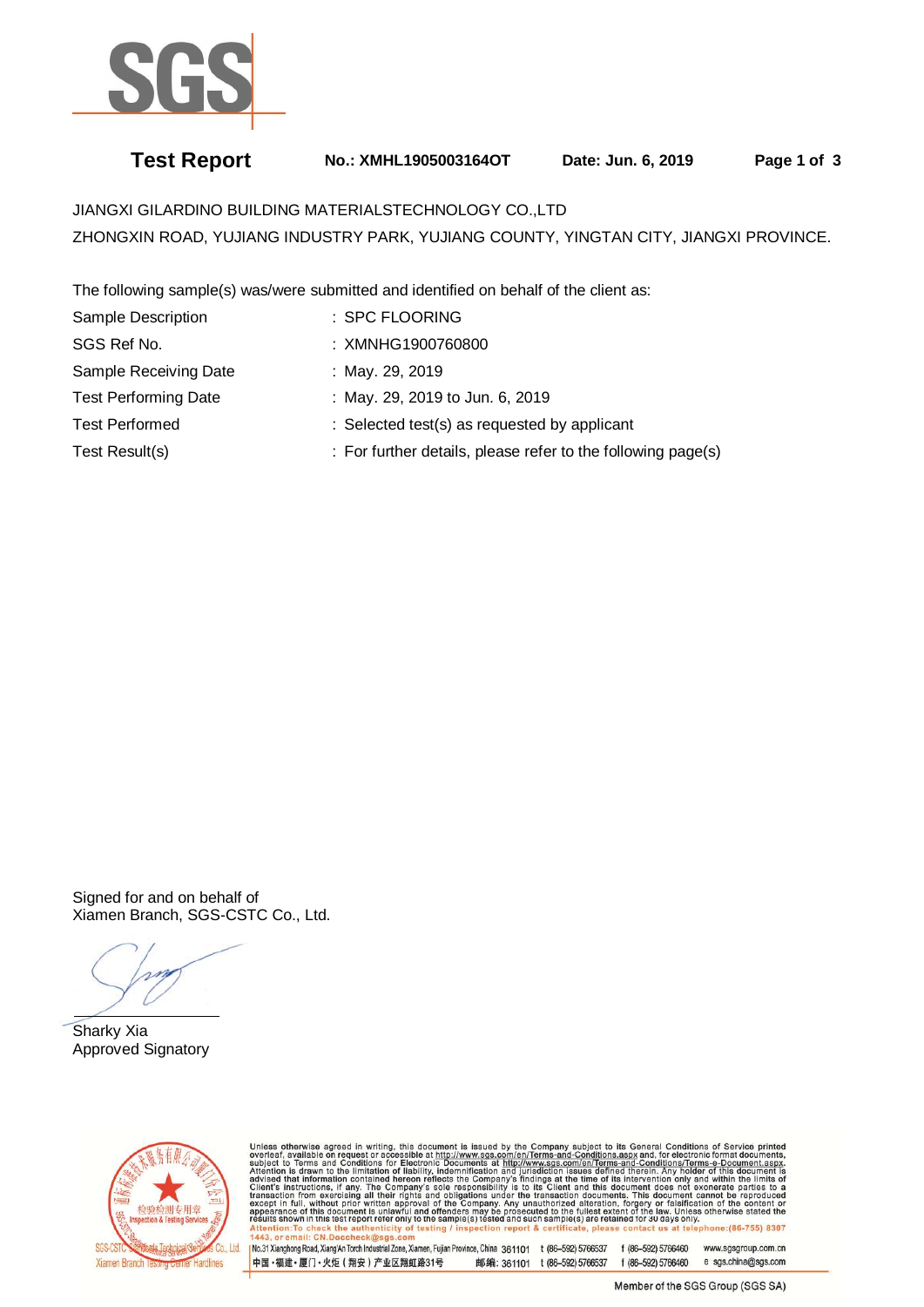# Test Report

**No.: XMHL1905003164OT** **Date: Jun. 6, 2019**

JIANGXI GILARDINO BUILDING MATERIALSTECHNOLOGY CO.,LTD
ZHONGXIN ROAD, YUJIANG INDUSTRY PARK, YUJIANG COUNTY, YINGTAN CITY, JIANGXI PROVINCE.

The following sample(s) was/were submitted and identified on behalf of the client as:

| | |
|---|---|
| Sample Description | : SPC FLOORING |
| SGS Ref No. | : XMNHG1900760800 |
| Sample Receiving Date | : May. 29, 2019 |
| Test Performing Date | : May. 29, 2019 to Jun. 6, 2019 |
| Test Performed | : Selected test(s) as requested by applicant |
| Test Result(s) | : For further details, please refer to the following page(s) |

Signed for and on behalf of
Xiamen Branch, SGS-CSTC Co., Ltd.

Sharky Xia
Approved Signatory

Unless otherwise agreed in writing, this document is issued by the Company subject to its General Conditions of Service printed overleaf, available on request or accessible at http://www.sgs.com/en/Terms-and-Conditions.aspx and, for electronic format documents, subject to Terms and Conditions for Electronic Documents at http://www.sgs.com/en/Terms-and-Conditions/Terms-e-Document.aspx. Attention is drawn to the limitation of liability, indemnification and jurisdiction issues defined therein. Any holder of this document is advised that information contained hereon reflects the Company's findings at the time of its intervention only and within the limits of Client's instructions, if any. The Company's sole responsibility is to its Client and this document does not exonerate parties to a transaction from exercising all their rights and obligations under the transaction documents. This document cannot be reproduced except in full, without prior written approval of the Company. Any unauthorized alteration, forgery or falsification of the content or appearance of this document is unlawful and offenders may be prosecuted to the fullest extent of the law. Unless otherwise stated the results shown in this test report refer only to the sample(s) tested and such sample(s) are retained for 30 days only.
Attention: To check the authenticity of testing / inspection report & certificate, please contact us at telephone: (86-755) 8307 1443, or email: CN.Doccheck@sgs.com

No.31 Xianghong Road, Xiang'An Torch Industrial Zone, Xiamen, Fujian Province, China 361101 t (86-592) 5766537 f (86-592) 5766460 www.sgsgroup.com.cn
中国・福建・厦门・火炬（翔安）产业区翔虹路31号 邮编: 361101 t (86-592) 5766537 f (86-592) 5766460 e sgs.china@sgs.com

Member of the SGS Group (SGS SA)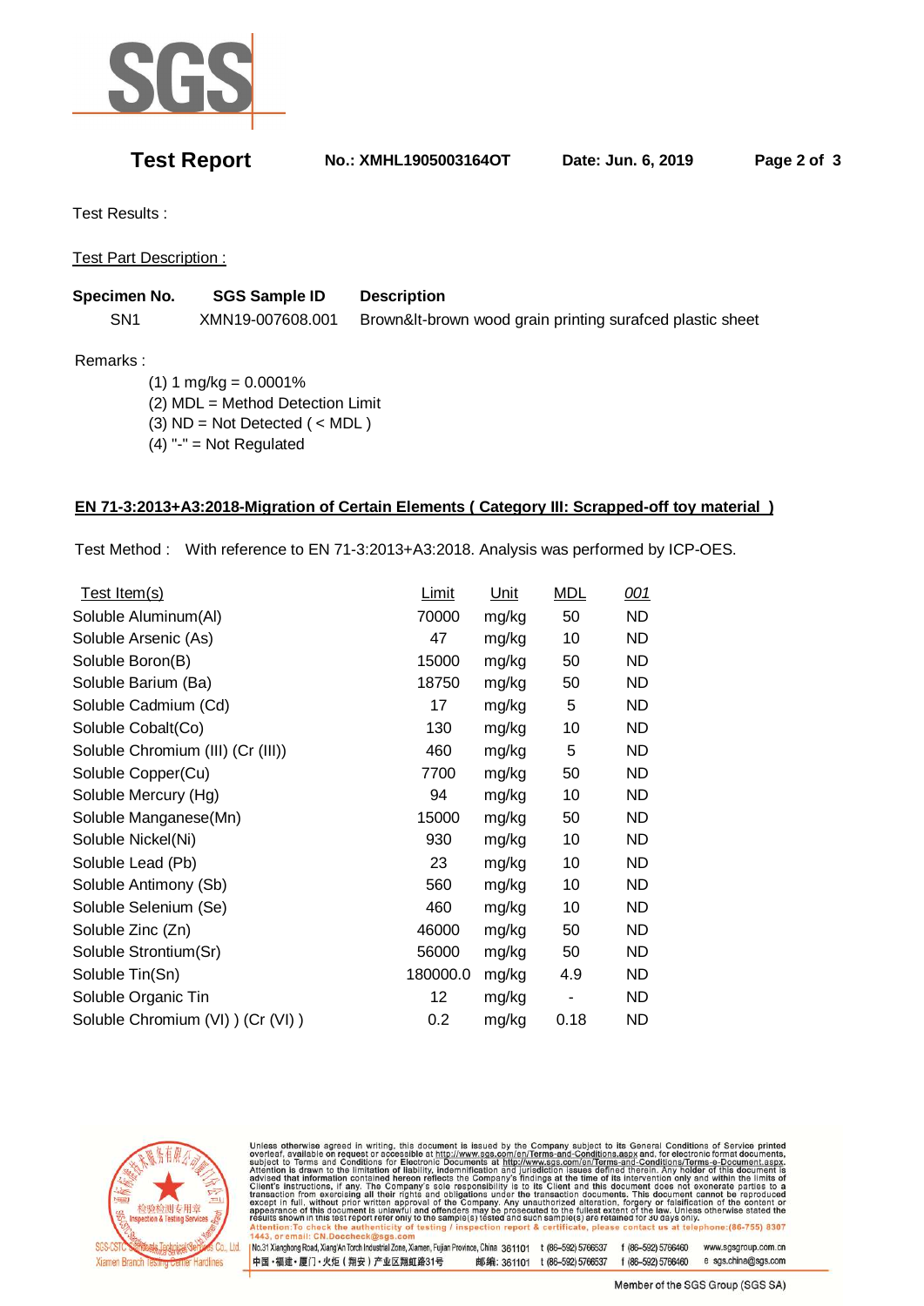**Test Report** **No.: XMHL1905003164OT** **Date: Jun. 6, 2019**

Test Results :

Test Part Description :

| Specimen No. | SGS Sample ID | Description |
|---|---|---|
| SN1 | XMN19-007608.001 | Brown&lt-brown wood grain printing surafced plastic sheet |

Remarks :

(1) 1 mg/kg = 0.0001%
(2) MDL = Method Detection Limit
(3) ND = Not Detected ( < MDL )
(4) "-" = Not Regulated

**EN 71-3:2013+A3:2018-Migration of Certain Elements ( Category III: Scrapped-off toy material )**

Test Method : With reference to EN 71-3:2013+A3:2018. Analysis was performed by ICP-OES.

| Test Item(s) | Limit | Unit | MDL | *001* |
|---|---|---|---|---|
| Soluble Aluminum(Al) | 70000 | mg/kg | 50 | ND |
| Soluble Arsenic (As) | 47 | mg/kg | 10 | ND |
| Soluble Boron(B) | 15000 | mg/kg | 50 | ND |
| Soluble Barium (Ba) | 18750 | mg/kg | 50 | ND |
| Soluble Cadmium (Cd) | 17 | mg/kg | 5 | ND |
| Soluble Cobalt(Co) | 130 | mg/kg | 10 | ND |
| Soluble Chromium (III) (Cr (III)) | 460 | mg/kg | 5 | ND |
| Soluble Copper(Cu) | 7700 | mg/kg | 50 | ND |
| Soluble Mercury (Hg) | 94 | mg/kg | 10 | ND |
| Soluble Manganese(Mn) | 15000 | mg/kg | 50 | ND |
| Soluble Nickel(Ni) | 930 | mg/kg | 10 | ND |
| Soluble Lead (Pb) | 23 | mg/kg | 10 | ND |
| Soluble Antimony (Sb) | 560 | mg/kg | 10 | ND |
| Soluble Selenium (Se) | 460 | mg/kg | 10 | ND |
| Soluble Zinc (Zn) | 46000 | mg/kg | 50 | ND |
| Soluble Strontium(Sr) | 56000 | mg/kg | 50 | ND |
| Soluble Tin(Sn) | 180000.0 | mg/kg | 4.9 | ND |
| Soluble Organic Tin | 12 | mg/kg | - | ND |
| Soluble Chromium (VI) ) (Cr (VI) ) | 0.2 | mg/kg | 0.18 | ND |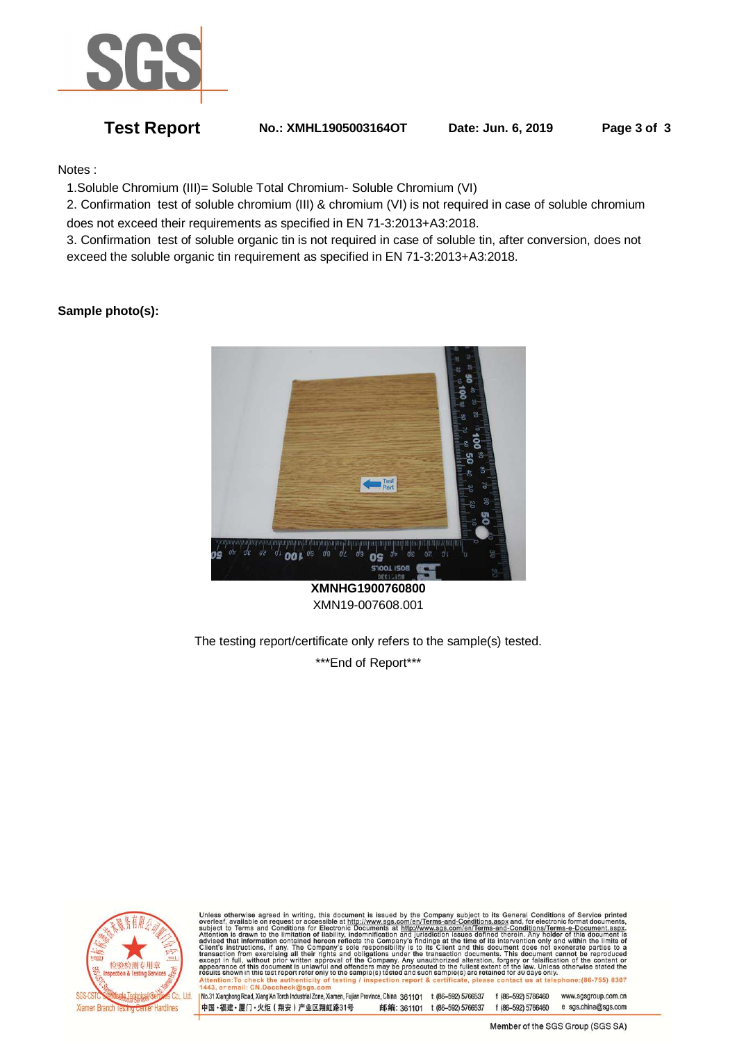Notes :

1.Soluble Chromium (III)= Soluble Total Chromium- Soluble Chromium (VI)

2. Confirmation test of soluble chromium (III) & chromium (VI) is not required in case of soluble chromium does not exceed their requirements as specified in EN 71-3:2013+A3:2018.

3. Confirmation test of soluble organic tin is not required in case of soluble tin, after conversion, does not exceed the soluble organic tin requirement as specified in EN 71-3:2013+A3:2018.

**Sample photo(s):**

**XMNHG1900760800**

XMN19-007608.001

The testing report/certificate only refers to the sample(s) tested.

***End of Report***

Unless otherwise agreed in writing, this document is issued by the Company subject to its General Conditions of Service printed overleaf, available on request or accessible at http://www.sgs.com/en/Terms-and-Conditions.aspx and, for electronic format documents, subject to Terms and Conditions for Electronic Documents at http://www.sgs.com/en/Terms-and-Conditions/Terms-e-Document.aspx. Attention is drawn to the limitation of liability, indemnification and jurisdiction issues defined therein. Any holder of this document is advised that information contained hereon reflects the Company's findings at the time of its intervention only and within the limits of Client's instructions, if any. The Company's sole responsibility is to its Client and this document does not exonerate parties to a transaction from exercising all their rights and obligations under the transaction documents. This document cannot be reproduced except in full, without prior written approval of the Company. Any unauthorized alteration, forgery or falsification of the content or appearance of this document is unlawful and offenders may be prosecuted to the fullest extent of the law. Unless otherwise stated the results shown in this test report refer only to the sample(s) tested and such sample(s) are retained for 30 days only.
Attention:To check the authenticity of testing / inspection report & certificate, please contact us at telephone:(86-755) 8307 1443, or email: CN.Doccheck@sgs.com

No.31 Xianghong Road, Xiang'An Torch Industrial Zone, Xiamen, Fujian Province, China 361101 t (86–592) 5766537 f (86–592) 5766460 www.sgsgroup.com.cn
中国・福建・厦门・火炬（翔安）产业区翔虹路31号 邮编: 361101 t (86–592) 5766537 f (86–592) 5766460 e sgs.china@sgs.com

Member of the SGS Group (SGS SA)